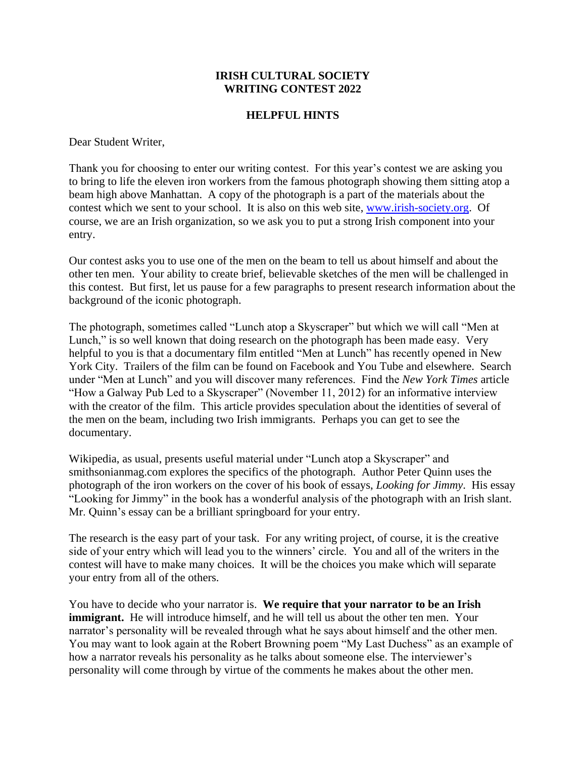# IRISH CULTURAL SOCIETY
# WRITING CONTEST 2022

## HELPFUL HINTS

Dear Student Writer,

Thank you for choosing to enter our writing contest. For this year's contest we are asking you to bring to life the eleven iron workers from the famous photograph showing them sitting atop a beam high above Manhattan. A copy of the photograph is a part of the materials about the contest which we sent to your school. It is also on this web site, [www.irish-society.org](www.irish-society.org). Of course, we are an Irish organization, so we ask you to put a strong Irish component into your entry.

Our contest asks you to use one of the men on the beam to tell us about himself and about the other ten men. Your ability to create brief, believable sketches of the men will be challenged in this contest. But first, let us pause for a few paragraphs to present research information about the background of the iconic photograph.

The photograph, sometimes called "Lunch atop a Skyscraper" but which we will call "Men at Lunch," is so well known that doing research on the photograph has been made easy. Very helpful to you is that a documentary film entitled "Men at Lunch" has recently opened in New York City. Trailers of the film can be found on Facebook and You Tube and elsewhere. Search under "Men at Lunch" and you will discover many references. Find the *New York Times* article "How a Galway Pub Led to a Skyscraper" (November 11, 2012) for an informative interview with the creator of the film. This article provides speculation about the identities of several of the men on the beam, including two Irish immigrants. Perhaps you can get to see the documentary.

Wikipedia, as usual, presents useful material under "Lunch atop a Skyscraper" and smithsonianmag.com explores the specifics of the photograph. Author Peter Quinn uses the photograph of the iron workers on the cover of his book of essays, *Looking for Jimmy*. His essay "Looking for Jimmy" in the book has a wonderful analysis of the photograph with an Irish slant. Mr. Quinn's essay can be a brilliant springboard for your entry.

The research is the easy part of your task. For any writing project, of course, it is the creative side of your entry which will lead you to the winners' circle. You and all of the writers in the contest will have to make many choices. It will be the choices you make which will separate your entry from all of the others.

You have to decide who your narrator is. **We require that your narrator to be an Irish immigrant.** He will introduce himself, and he will tell us about the other ten men. Your narrator's personality will be revealed through what he says about himself and the other men. You may want to look again at the Robert Browning poem "My Last Duchess" as an example of how a narrator reveals his personality as he talks about someone else. The interviewer's personality will come through by virtue of the comments he makes about the other men.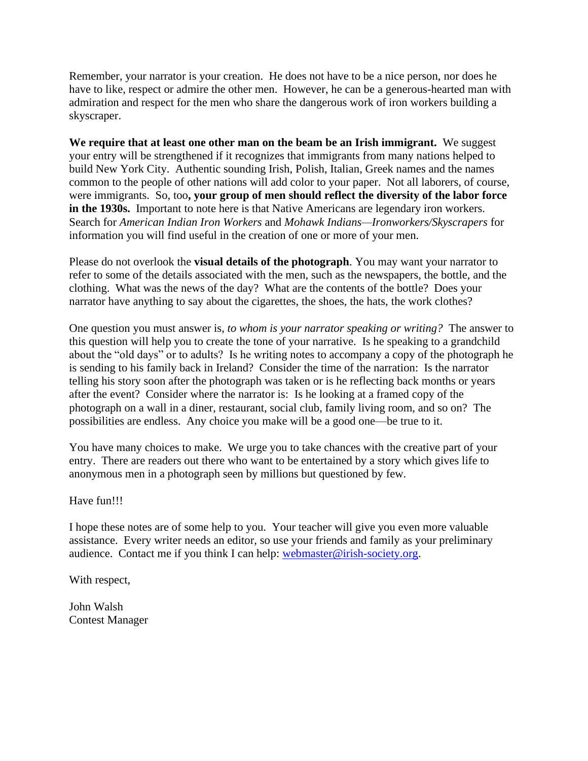Remember, your narrator is your creation. He does not have to be a nice person, nor does he have to like, respect or admire the other men. However, he can be a generous-hearted man with admiration and respect for the men who share the dangerous work of iron workers building a skyscraper.

**We require that at least one other man on the beam be an Irish immigrant.** We suggest your entry will be strengthened if it recognizes that immigrants from many nations helped to build New York City. Authentic sounding Irish, Polish, Italian, Greek names and the names common to the people of other nations will add color to your paper. Not all laborers, of course, were immigrants. So, too**, your group of men should reflect the diversity of the labor force in the 1930s.** Important to note here is that Native Americans are legendary iron workers. Search for *American Indian Iron Workers* and *Mohawk Indians—Ironworkers/Skyscrapers* for information you will find useful in the creation of one or more of your men.

Please do not overlook the **visual details of the photograph**. You may want your narrator to refer to some of the details associated with the men, such as the newspapers, the bottle, and the clothing. What was the news of the day? What are the contents of the bottle? Does your narrator have anything to say about the cigarettes, the shoes, the hats, the work clothes?

One question you must answer is, *to whom is your narrator speaking or writing?* The answer to this question will help you to create the tone of your narrative. Is he speaking to a grandchild about the "old days" or to adults? Is he writing notes to accompany a copy of the photograph he is sending to his family back in Ireland? Consider the time of the narration: Is the narrator telling his story soon after the photograph was taken or is he reflecting back months or years after the event? Consider where the narrator is: Is he looking at a framed copy of the photograph on a wall in a diner, restaurant, social club, family living room, and so on? The possibilities are endless. Any choice you make will be a good one—be true to it.

You have many choices to make. We urge you to take chances with the creative part of your entry. There are readers out there who want to be entertained by a story which gives life to anonymous men in a photograph seen by millions but questioned by few.

Have fun!!!

I hope these notes are of some help to you. Your teacher will give you even more valuable assistance. Every writer needs an editor, so use your friends and family as your preliminary audience. Contact me if you think I can help: webmaster@irish-society.org.

With respect,

John Walsh  
Contest Manager